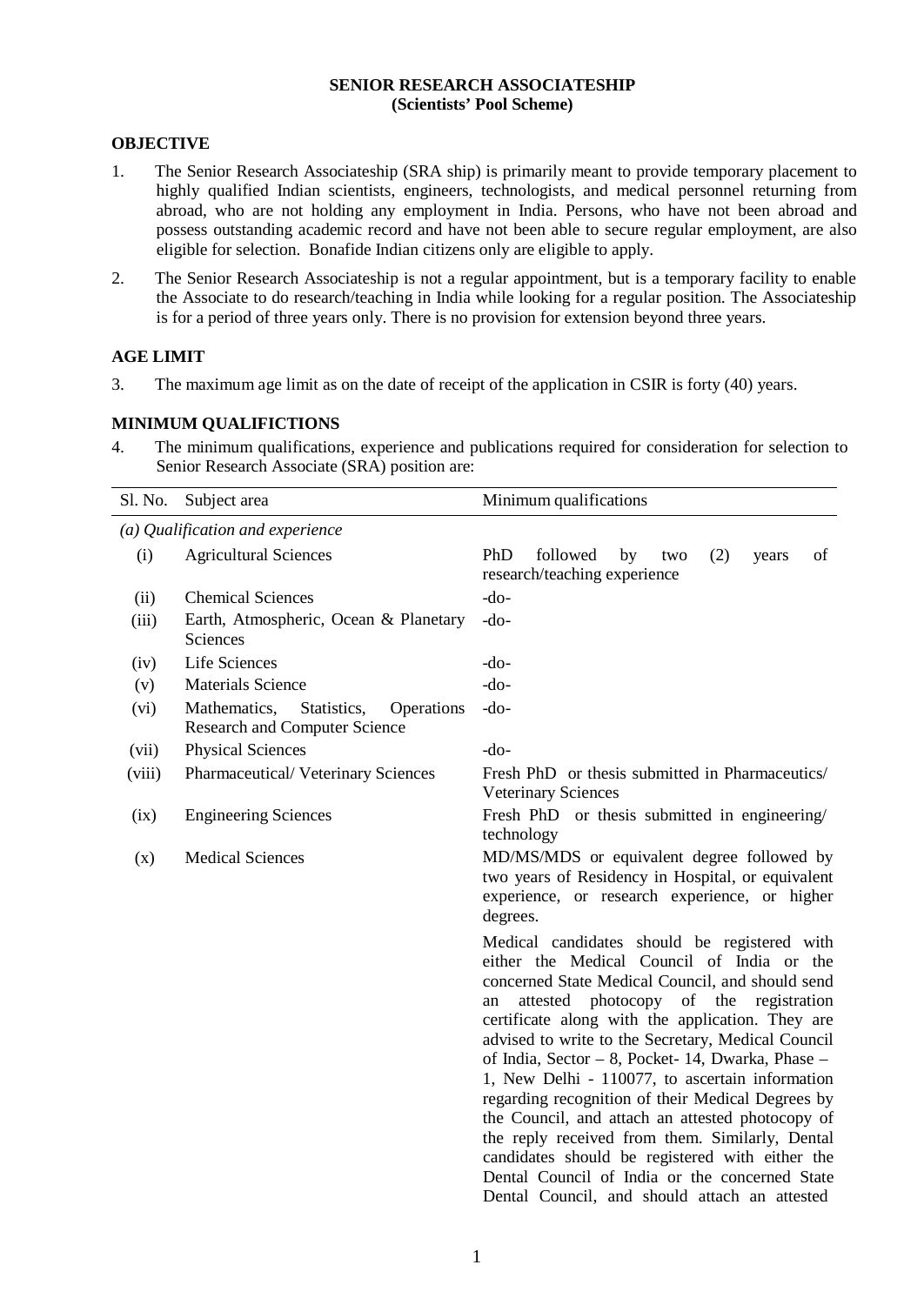**SENIOR RESEARCH ASSOCIATESHIP**
**(Scientists' Pool Scheme)**

## OBJECTIVE

1. The Senior Research Associateship (SRA ship) is primarily meant to provide temporary placement to highly qualified Indian scientists, engineers, technologists, and medical personnel returning from abroad, who are not holding any employment in India. Persons, who have not been abroad and possess outstanding academic record and have not been able to secure regular employment, are also eligible for selection. Bonafide Indian citizens only are eligible to apply.

2. The Senior Research Associateship is not a regular appointment, but is a temporary facility to enable the Associate to do research/teaching in India while looking for a regular position. The Associateship is for a period of three years only. There is no provision for extension beyond three years.

## AGE LIMIT

3. The maximum age limit as on the date of receipt of the application in CSIR is forty (40) years.

## MINIMUM QUALIFICTIONS

4. The minimum qualifications, experience and publications required for consideration for selection to Senior Research Associate (SRA) position are:

| Sl. No. | Subject area | Minimum qualifications |
|---|---|---|
| *(a) Qualification and experience* | | |
| (i) | Agricultural Sciences | PhD followed by two (2) years of research/teaching experience |
| (ii) | Chemical Sciences | -do- |
| (iii) | Earth, Atmospheric, Ocean & Planetary Sciences | -do- |
| (iv) | Life Sciences | -do- |
| (v) | Materials Science | -do- |
| (vi) | Mathematics, Statistics, Operations Research and Computer Science | -do- |
| (vii) | Physical Sciences | -do- |
| (viii) | Pharmaceutical/ Veterinary Sciences | Fresh PhD or thesis submitted in Pharmaceutics/ Veterinary Sciences |
| (ix) | Engineering Sciences | Fresh PhD or thesis submitted in engineering/ technology |
| (x) | Medical Sciences | MD/MS/MDS or equivalent degree followed by two years of Residency in Hospital, or equivalent experience, or research experience, or higher degrees.<br><br>Medical candidates should be registered with either the Medical Council of India or the concerned State Medical Council, and should send an attested photocopy of the registration certificate along with the application. They are advised to write to the Secretary, Medical Council of India, Sector – 8, Pocket- 14, Dwarka, Phase – 1, New Delhi - 110077, to ascertain information regarding recognition of their Medical Degrees by the Council, and attach an attested photocopy of the reply received from them. Similarly, Dental candidates should be registered with either the Dental Council of India or the concerned State Dental Council, and should attach an attested |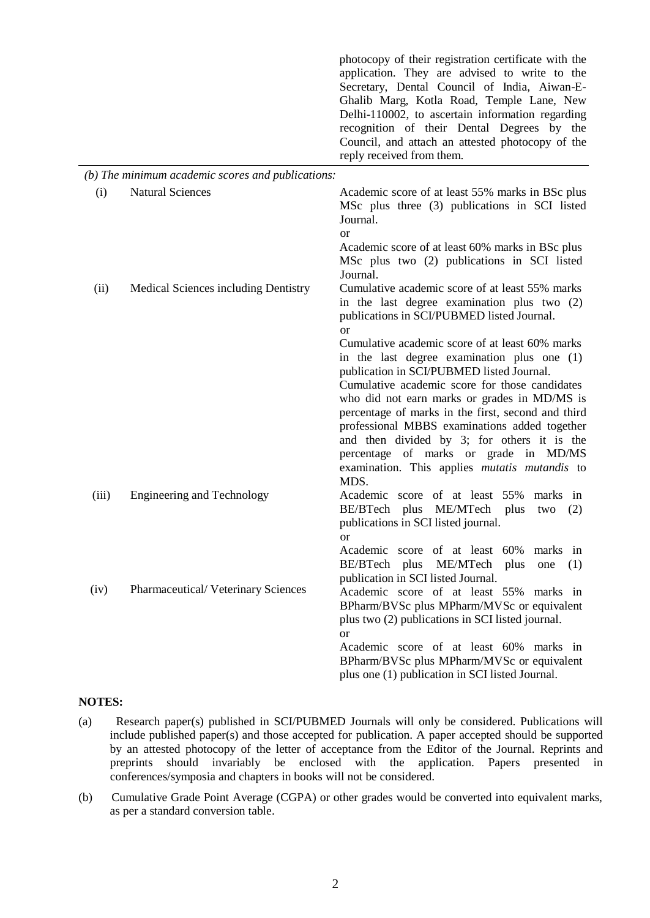| | | |
|---|---|---|
| | | photocopy of their registration certificate with the application. They are advised to write to the Secretary, Dental Council of India, Aiwan-E-Ghalib Marg, Kotla Road, Temple Lane, New Delhi-110002, to ascertain information regarding recognition of their Dental Degrees by the Council, and attach an attested photocopy of the reply received from them. |

*(b) The minimum academic scores and publications:*

| | | |
|---|---|---|
| (i) | Natural Sciences | Academic score of at least 55% marks in BSc plus MSc plus three (3) publications in SCI listed Journal.<br>or<br>Academic score of at least 60% marks in BSc plus MSc plus two (2) publications in SCI listed Journal. |
| (ii) | Medical Sciences including Dentistry | Cumulative academic score of at least 55% marks in the last degree examination plus two (2) publications in SCI/PUBMED listed Journal.<br>or<br>Cumulative academic score of at least 60% marks in the last degree examination plus one (1) publication in SCI/PUBMED listed Journal.<br>Cumulative academic score for those candidates who did not earn marks or grades in MD/MS is percentage of marks in the first, second and third professional MBBS examinations added together and then divided by 3; for others it is the percentage of marks or grade in MD/MS examination. This applies *mutatis mutandis* to MDS. |
| (iii) | Engineering and Technology | Academic score of at least 55% marks in BE/BTech plus ME/MTech plus two (2) publications in SCI listed journal.<br>or<br>Academic score of at least 60% marks in BE/BTech plus ME/MTech plus one (1) publication in SCI listed Journal. |
| (iv) | Pharmaceutical/ Veterinary Sciences | Academic score of at least 55% marks in BPharm/BVSc plus MPharm/MVSc or equivalent plus two (2) publications in SCI listed journal.<br>or<br>Academic score of at least 60% marks in BPharm/BVSc plus MPharm/MVSc or equivalent plus one (1) publication in SCI listed Journal. |

**NOTES:**

(a) Research paper(s) published in SCI/PUBMED Journals will only be considered. Publications will include published paper(s) and those accepted for publication. A paper accepted should be supported by an attested photocopy of the letter of acceptance from the Editor of the Journal. Reprints and preprints should invariably be enclosed with the application. Papers presented in conferences/symposia and chapters in books will not be considered.

(b) Cumulative Grade Point Average (CGPA) or other grades would be converted into equivalent marks, as per a standard conversion table.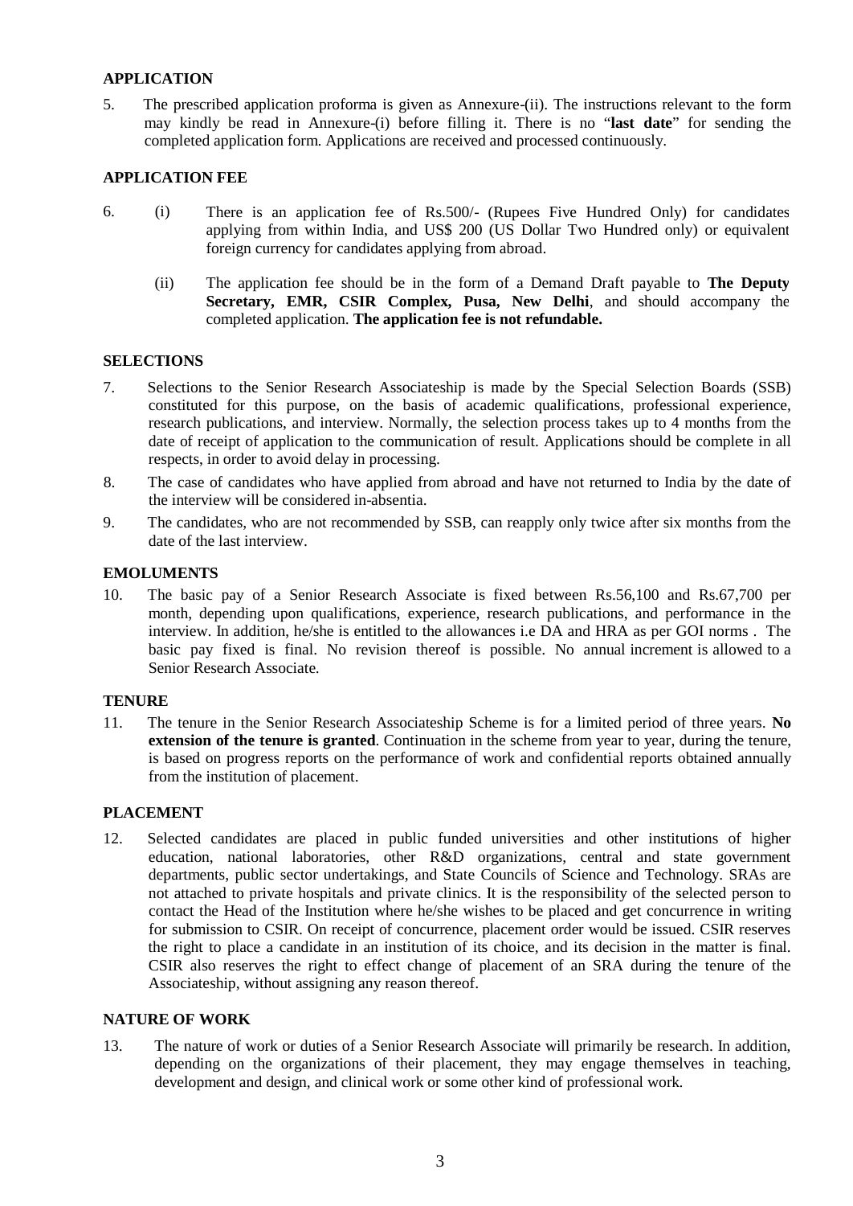## APPLICATION

5. The prescribed application proforma is given as Annexure-(ii). The instructions relevant to the form may kindly be read in Annexure-(i) before filling it. There is no "**last date**" for sending the completed application form. Applications are received and processed continuously.

## APPLICATION FEE

6. (i) There is an application fee of Rs.500/- (Rupees Five Hundred Only) for candidates applying from within India, and US$ 200 (US Dollar Two Hundred only) or equivalent foreign currency for candidates applying from abroad.

   (ii) The application fee should be in the form of a Demand Draft payable to **The Deputy Secretary, EMR, CSIR Complex, Pusa, New Delhi**, and should accompany the completed application. **The application fee is not refundable.**

## SELECTIONS

7. Selections to the Senior Research Associateship is made by the Special Selection Boards (SSB) constituted for this purpose, on the basis of academic qualifications, professional experience, research publications, and interview. Normally, the selection process takes up to 4 months from the date of receipt of application to the communication of result. Applications should be complete in all respects, in order to avoid delay in processing.

8. The case of candidates who have applied from abroad and have not returned to India by the date of the interview will be considered in-absentia.

9. The candidates, who are not recommended by SSB, can reapply only twice after six months from the date of the last interview.

## EMOLUMENTS

10. The basic pay of a Senior Research Associate is fixed between Rs.56,100 and Rs.67,700 per month, depending upon qualifications, experience, research publications, and performance in the interview. In addition, he/she is entitled to the allowances i.e DA and HRA as per GOI norms . The basic pay fixed is final. No revision thereof is possible. No annual increment is allowed to a Senior Research Associate.

## TENURE

11. The tenure in the Senior Research Associateship Scheme is for a limited period of three years. **No extension of the tenure is granted**. Continuation in the scheme from year to year, during the tenure, is based on progress reports on the performance of work and confidential reports obtained annually from the institution of placement.

## PLACEMENT

12. Selected candidates are placed in public funded universities and other institutions of higher education, national laboratories, other R&D organizations, central and state government departments, public sector undertakings, and State Councils of Science and Technology. SRAs are not attached to private hospitals and private clinics. It is the responsibility of the selected person to contact the Head of the Institution where he/she wishes to be placed and get concurrence in writing for submission to CSIR. On receipt of concurrence, placement order would be issued. CSIR reserves the right to place a candidate in an institution of its choice, and its decision in the matter is final. CSIR also reserves the right to effect change of placement of an SRA during the tenure of the Associateship, without assigning any reason thereof.

## NATURE OF WORK

13. The nature of work or duties of a Senior Research Associate will primarily be research. In addition, depending on the organizations of their placement, they may engage themselves in teaching, development and design, and clinical work or some other kind of professional work.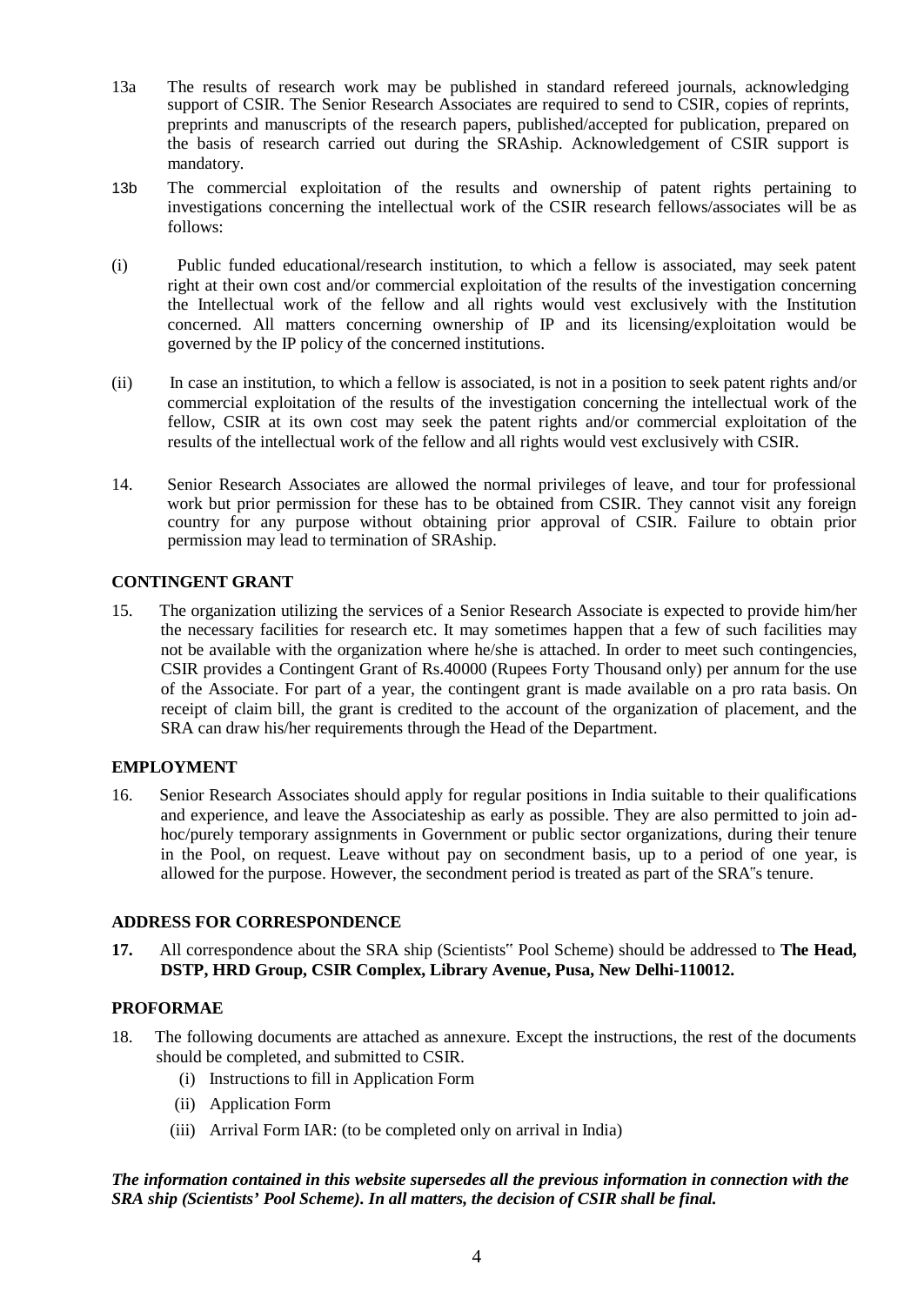13a The results of research work may be published in standard refereed journals, acknowledging support of CSIR. The Senior Research Associates are required to send to CSIR, copies of reprints, preprints and manuscripts of the research papers, published/accepted for publication, prepared on the basis of research carried out during the SRAship. Acknowledgement of CSIR support is mandatory.

13b The commercial exploitation of the results and ownership of patent rights pertaining to investigations concerning the intellectual work of the CSIR research fellows/associates will be as follows:

(i) Public funded educational/research institution, to which a fellow is associated, may seek patent right at their own cost and/or commercial exploitation of the results of the investigation concerning the Intellectual work of the fellow and all rights would vest exclusively with the Institution concerned. All matters concerning ownership of IP and its licensing/exploitation would be governed by the IP policy of the concerned institutions.

(ii) In case an institution, to which a fellow is associated, is not in a position to seek patent rights and/or commercial exploitation of the results of the investigation concerning the intellectual work of the fellow, CSIR at its own cost may seek the patent rights and/or commercial exploitation of the results of the intellectual work of the fellow and all rights would vest exclusively with CSIR.

14. Senior Research Associates are allowed the normal privileges of leave, and tour for professional work but prior permission for these has to be obtained from CSIR. They cannot visit any foreign country for any purpose without obtaining prior approval of CSIR. Failure to obtain prior permission may lead to termination of SRAship.

**CONTINGENT GRANT**

15. The organization utilizing the services of a Senior Research Associate is expected to provide him/her the necessary facilities for research etc. It may sometimes happen that a few of such facilities may not be available with the organization where he/she is attached. In order to meet such contingencies, CSIR provides a Contingent Grant of Rs.40000 (Rupees Forty Thousand only) per annum for the use of the Associate. For part of a year, the contingent grant is made available on a pro rata basis. On receipt of claim bill, the grant is credited to the account of the organization of placement, and the SRA can draw his/her requirements through the Head of the Department.

**EMPLOYMENT**

16. Senior Research Associates should apply for regular positions in India suitable to their qualifications and experience, and leave the Associateship as early as possible. They are also permitted to join ad-hoc/purely temporary assignments in Government or public sector organizations, during their tenure in the Pool, on request. Leave without pay on secondment basis, up to a period of one year, is allowed for the purpose. However, the secondment period is treated as part of the SRA"s tenure.

**ADDRESS FOR CORRESPONDENCE**

**17.** All correspondence about the SRA ship (Scientists" Pool Scheme) should be addressed to **The Head, DSTP, HRD Group, CSIR Complex, Library Avenue, Pusa, New Delhi-110012.**

**PROFORMAE**

18. The following documents are attached as annexure. Except the instructions, the rest of the documents should be completed, and submitted to CSIR.
   (i) Instructions to fill in Application Form
   (ii) Application Form
   (iii) Arrival Form IAR: (to be completed only on arrival in India)

***The information contained in this website supersedes all the previous information in connection with the SRA ship (Scientists' Pool Scheme). In all matters, the decision of CSIR shall be final.***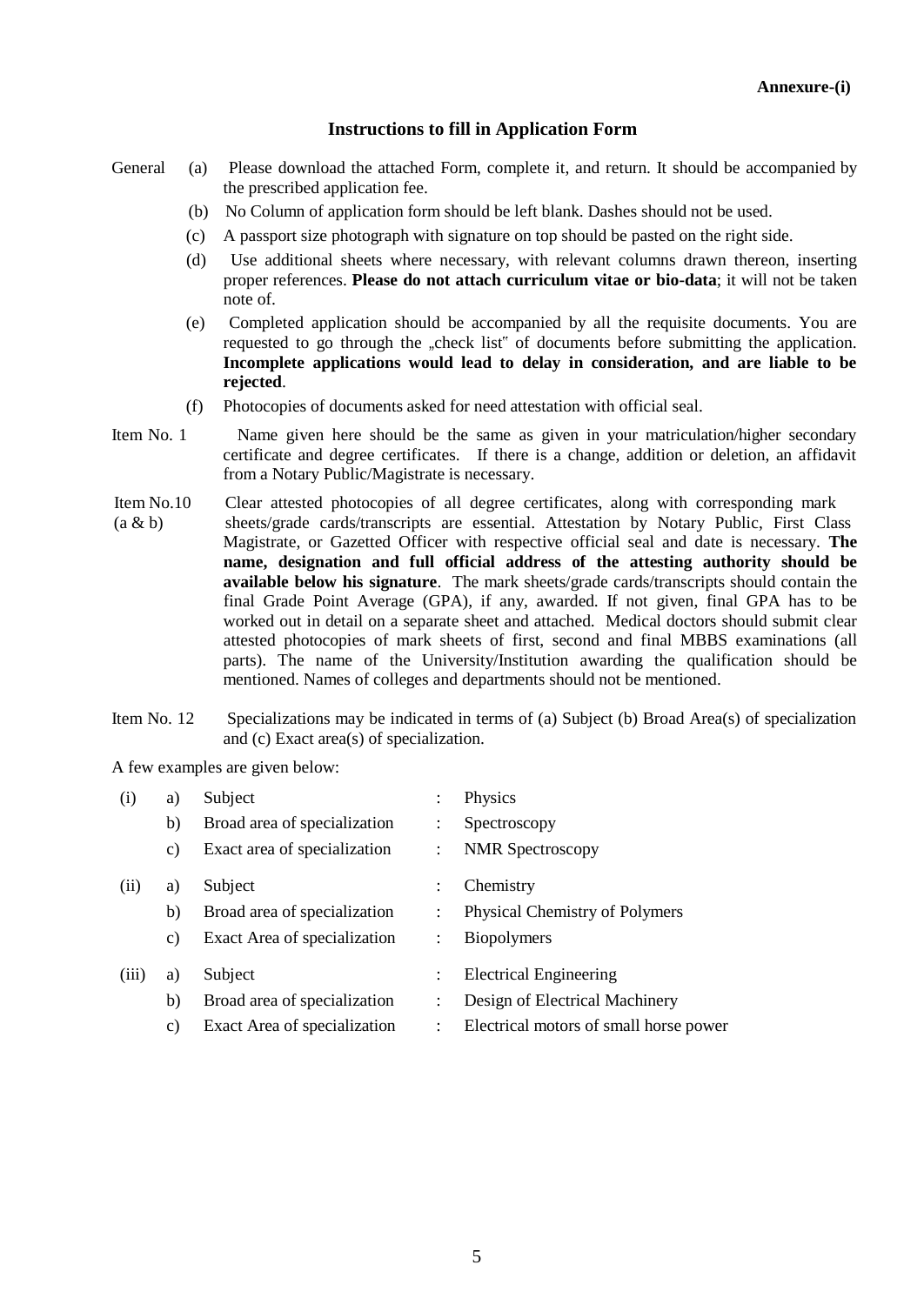**Annexure-(i)**

## Instructions to fill in Application Form

General

(a) Please download the attached Form, complete it, and return. It should be accompanied by the prescribed application fee.

(b) No Column of application form should be left blank. Dashes should not be used.

(c) A passport size photograph with signature on top should be pasted on the right side.

(d) Use additional sheets where necessary, with relevant columns drawn thereon, inserting proper references. **Please do not attach curriculum vitae or bio-data**; it will not be taken note of.

(e) Completed application should be accompanied by all the requisite documents. You are requested to go through the „check list" of documents before submitting the application. **Incomplete applications would lead to delay in consideration, and are liable to be rejected**.

(f) Photocopies of documents asked for need attestation with official seal.

Item No. 1 Name given here should be the same as given in your matriculation/higher secondary certificate and degree certificates. If there is a change, addition or deletion, an affidavit from a Notary Public/Magistrate is necessary.

Item No.10 (a & b) Clear attested photocopies of all degree certificates, along with corresponding mark sheets/grade cards/transcripts are essential. Attestation by Notary Public, First Class Magistrate, or Gazetted Officer with respective official seal and date is necessary. **The name, designation and full official address of the attesting authority should be available below his signature**. The mark sheets/grade cards/transcripts should contain the final Grade Point Average (GPA), if any, awarded. If not given, final GPA has to be worked out in detail on a separate sheet and attached. Medical doctors should submit clear attested photocopies of mark sheets of first, second and final MBBS examinations (all parts). The name of the University/Institution awarding the qualification should be mentioned. Names of colleges and departments should not be mentioned.

Item No. 12 Specializations may be indicated in terms of (a) Subject (b) Broad Area(s) of specialization and (c) Exact area(s) of specialization.

A few examples are given below:

| | | | | |
|---|---|---|---|---|
| (i) | a) | Subject | : | Physics |
| | b) | Broad area of specialization | : | Spectroscopy |
| | c) | Exact area of specialization | : | NMR Spectroscopy |
| (ii) | a) | Subject | : | Chemistry |
| | b) | Broad area of specialization | : | Physical Chemistry of Polymers |
| | c) | Exact Area of specialization | : | Biopolymers |
| (iii) | a) | Subject | : | Electrical Engineering |
| | b) | Broad area of specialization | : | Design of Electrical Machinery |
| | c) | Exact Area of specialization | : | Electrical motors of small horse power |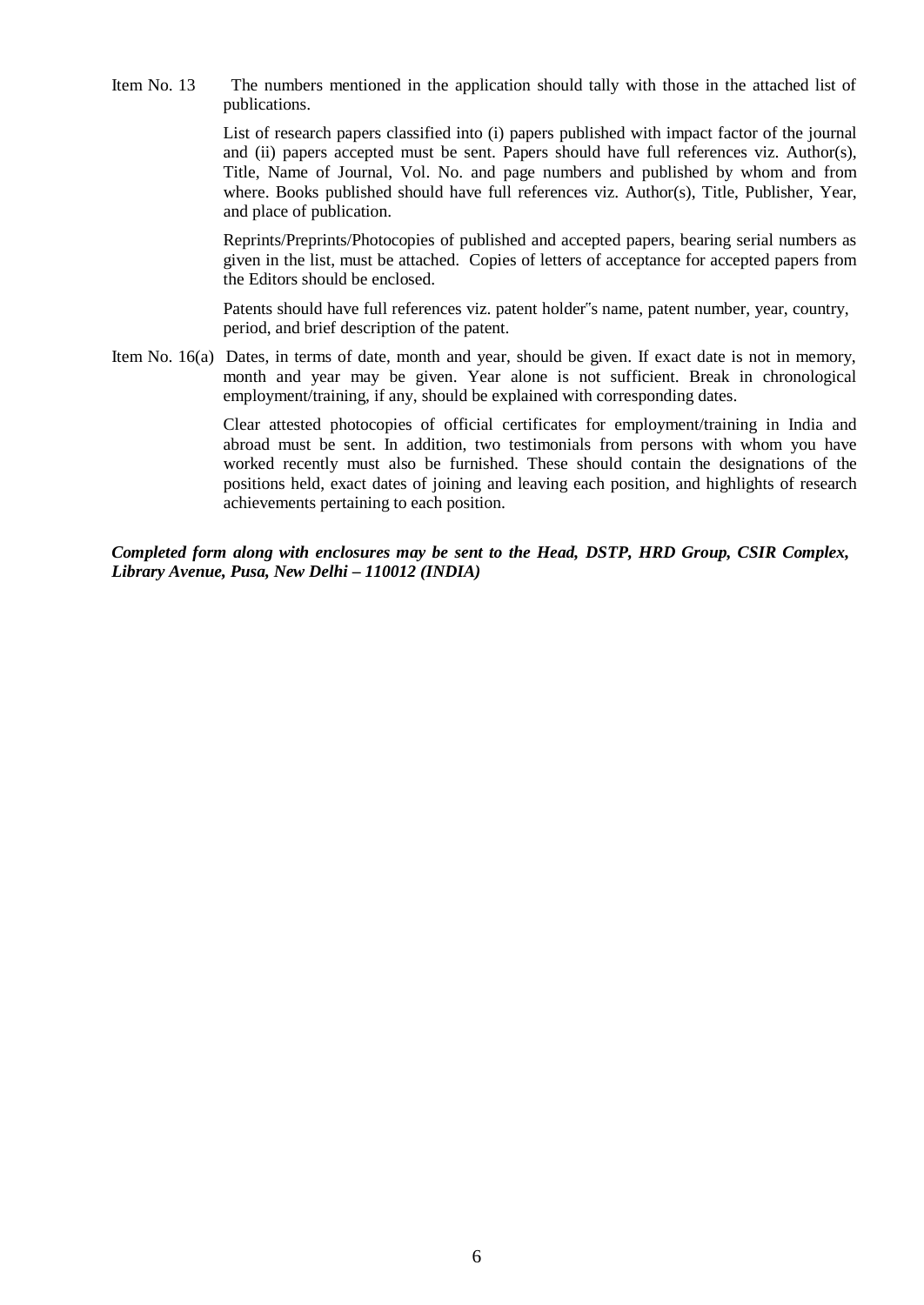Item No. 13 The numbers mentioned in the application should tally with those in the attached list of publications.

List of research papers classified into (i) papers published with impact factor of the journal and (ii) papers accepted must be sent. Papers should have full references viz. Author(s), Title, Name of Journal, Vol. No. and page numbers and published by whom and from where. Books published should have full references viz. Author(s), Title, Publisher, Year, and place of publication.

Reprints/Preprints/Photocopies of published and accepted papers, bearing serial numbers as given in the list, must be attached. Copies of letters of acceptance for accepted papers from the Editors should be enclosed.

Patents should have full references viz. patent holder"s name, patent number, year, country, period, and brief description of the patent.

Item No. 16(a) Dates, in terms of date, month and year, should be given. If exact date is not in memory, month and year may be given. Year alone is not sufficient. Break in chronological employment/training, if any, should be explained with corresponding dates.

Clear attested photocopies of official certificates for employment/training in India and abroad must be sent. In addition, two testimonials from persons with whom you have worked recently must also be furnished. These should contain the designations of the positions held, exact dates of joining and leaving each position, and highlights of research achievements pertaining to each position.

***Completed form along with enclosures may be sent to the Head, DSTP, HRD Group, CSIR Complex, Library Avenue, Pusa, New Delhi – 110012 (INDIA)***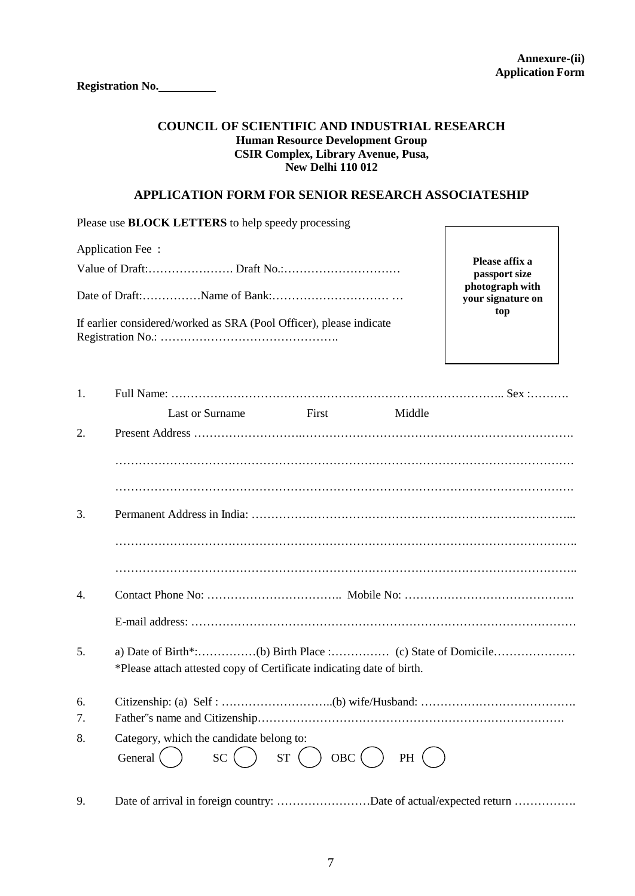**Annexure-(ii)**
**Application Form**

**Registration No.**\_\_\_\_\_\_\_\_\_\_

**COUNCIL OF SCIENTIFIC AND INDUSTRIAL RESEARCH**
**Human Resource Development Group**
**CSIR Complex, Library Avenue, Pusa,**
**New Delhi 110 012**

## APPLICATION FORM FOR SENIOR RESEARCH ASSOCIATESHIP

Please use **BLOCK LETTERS** to help speedy processing

Application Fee :

Value of Draft:…………………. Draft No.:…………………………

Date of Draft:……………Name of Bank:………………………… …

If earlier considered/worked as SRA (Pool Officer), please indicate Registration No.: ……………………………………….

**Please affix a passport size photograph with your signature on top**

1. Full Name: ……………………………………………………………………….. Sex :……….
   Last or Surname First Middle
2. Present Address ……………………………………………………………………………………….
   ………………………………………………………………………………………………………
   ………………………………………………………………………………………………………
3. Permanent Address in India: ………………………………………………………………………...
   ………………………………………………………………………………………………………..
   ………………………………………………………………………………………………………..
4. Contact Phone No: …………………………….. Mobile No: ……………………………………..
   E-mail address: ………………………………………………………………………………………
5. a) Date of Birth*:……………(b) Birth Place :…………… (c) State of Domicile…………………
   *Please attach attested copy of Certificate indicating date of birth.
6. Citizenship: (a) Self : ………………………..(b) wife/Husband: ………………………………….
7. Father"s name and Citizenship…………………………………………………………………….
8. Category, which the candidate belong to:
   General ( ) SC ( ) ST ( ) OBC ( ) PH ( )
9. Date of arrival in foreign country: ……………………Date of actual/expected return …………….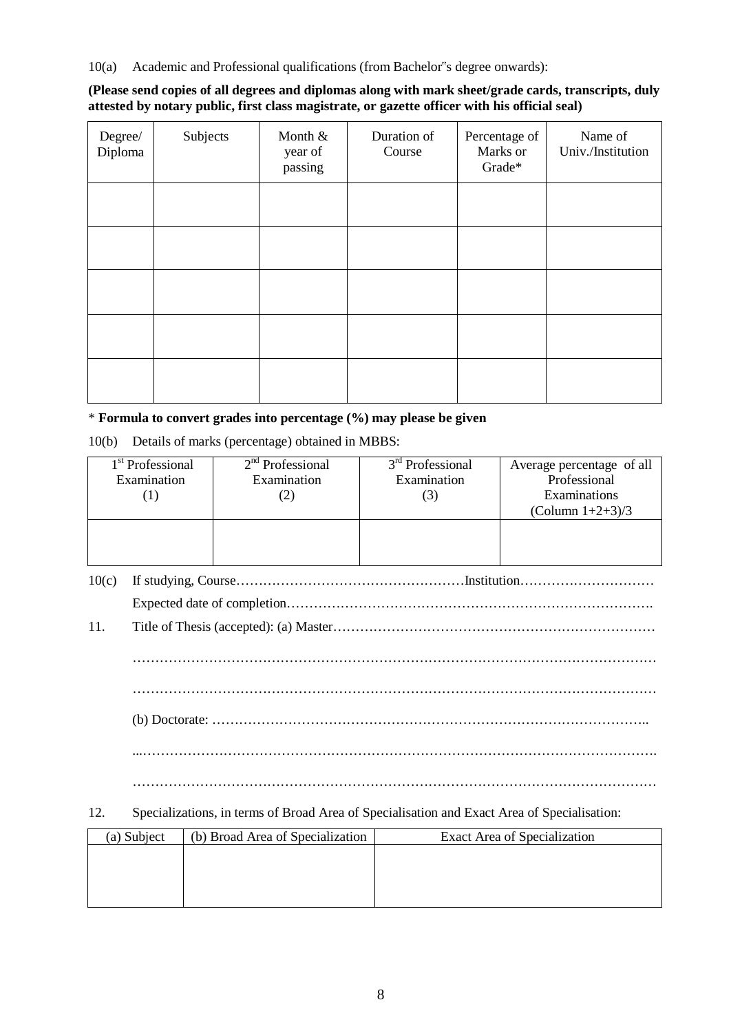10(a) Academic and Professional qualifications (from Bachelor"s degree onwards):

**(Please send copies of all degrees and diplomas along with mark sheet/grade cards, transcripts, duly attested by notary public, first class magistrate, or gazette officer with his official seal)**

| Degree/ Diploma | Subjects | Month & year of passing | Duration of Course | Percentage of Marks or Grade* | Name of Univ./Institution |
|---|---|---|---|---|---|
| | | | | | |
| | | | | | |
| | | | | | |
| | | | | | |
| | | | | | |

\* **Formula to convert grades into percentage (%) may please be given**

10(b) Details of marks (percentage) obtained in MBBS:

| 1st Professional Examination (1) | 2nd Professional Examination (2) | 3rd Professional Examination (3) | Average percentage of all Professional Examinations (Column 1+2+3)/3 |
|---|---|---|---|
| | | | |

10(c) If studying, Course……………………………………………Institution…………………………

Expected date of completion…………………………………………………………………….

11. Title of Thesis (accepted): (a) Master……………………………………………………………

…………………………………………………………………………………………………

…………………………………………………………………………………………………

(b) Doctorate: ……………………………………………………………………………………..

...……………………………………………………………………………………………….

…………………………………………………………………………………………………

12. Specializations, in terms of Broad Area of Specialisation and Exact Area of Specialisation:

| (a) Subject | (b) Broad Area of Specialization | Exact Area of Specialization |
|---|---|---|
| | | |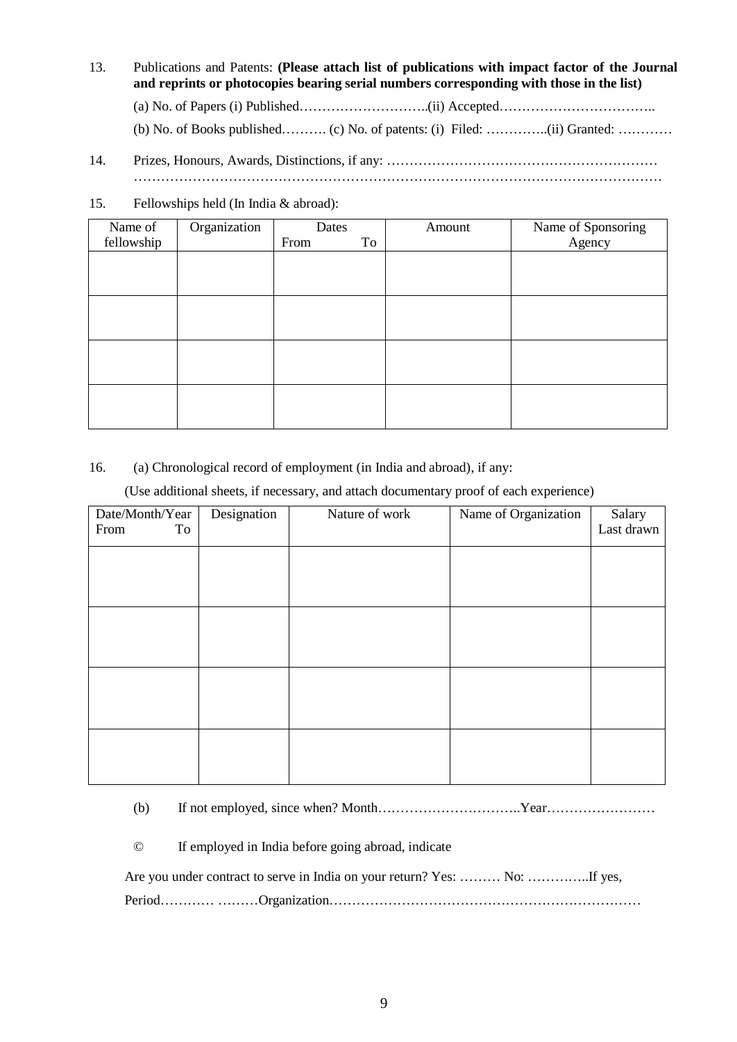13. Publications and Patents: **(Please attach list of publications with impact factor of the Journal and reprints or photocopies bearing serial numbers corresponding with those in the list)**

    (a) No. of Papers (i) Published………………………..(ii) Accepted……………………………..

    (b) No. of Books published………. (c) No. of patents: (i) Filed: …………..(ii) Granted: …………

14. Prizes, Honours, Awards, Distinctions, if any: ……………………………………………………
    ……………………………………………………………………………………………………………

15. Fellowships held (In India & abroad):

| Name of fellowship | Organization | Dates<br>From To | Amount | Name of Sponsoring Agency |
|---|---|---|---|---|
| | | | | |
| | | | | |
| | | | | |
| | | | | |

16. (a) Chronological record of employment (in India and abroad), if any:

    (Use additional sheets, if necessary, and attach documentary proof of each experience)

| Date/Month/Year<br>From To | Designation | Nature of work | Name of Organization | Salary Last drawn |
|---|---|---|---|---|
| | | | | |
| | | | | |
| | | | | |
| | | | | |

(b) If not employed, since when? Month…………………………..Year……………………

© If employed in India before going abroad, indicate

Are you under contract to serve in India on your return? Yes: ……… No: …………..If yes,

Period……….. ………Organization……………………………………………………………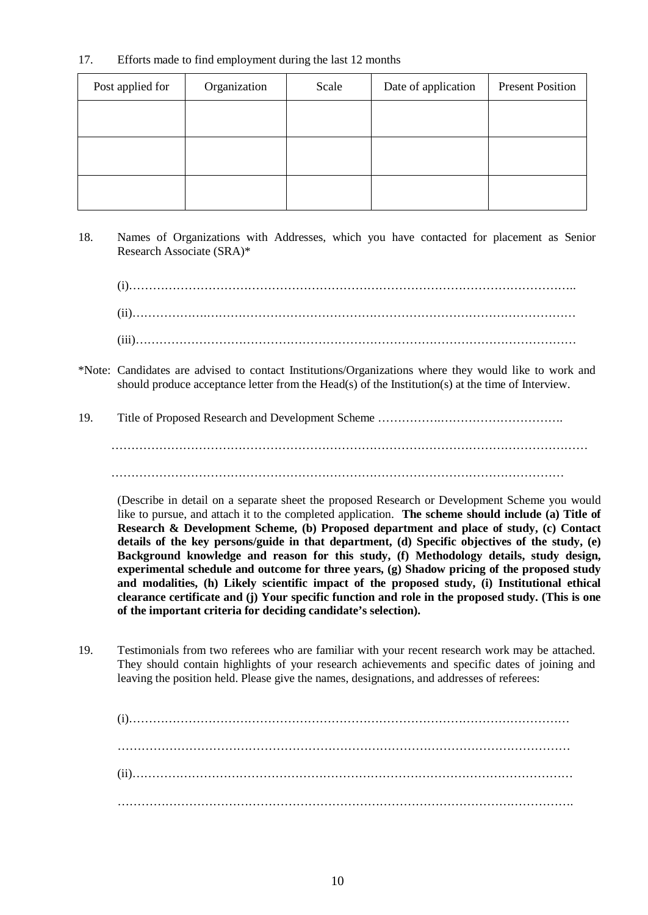17. Efforts made to find employment during the last 12 months

| Post applied for | Organization | Scale | Date of application | Present Position |
|---|---|---|---|---|
| | | | | |
| | | | | |
| | | | | |

18. Names of Organizations with Addresses, which you have contacted for placement as Senior Research Associate (SRA)*

(i)……………………………………………………………………………………………………..

(ii)………………………………………………………………………………………………………

(iii)……………………………………………………………………………………………………

*Note: Candidates are advised to contact Institutions/Organizations where they would like to work and should produce acceptance letter from the Head(s) of the Institution(s) at the time of Interview.

19. Title of Proposed Research and Development Scheme …………………………………………..

…………………………………………………………………………………………………………

………………………………………………………………………………………………………

(Describe in detail on a separate sheet the proposed Research or Development Scheme you would like to pursue, and attach it to the completed application. **The scheme should include (a) Title of Research & Development Scheme, (b) Proposed department and place of study, (c) Contact details of the key persons/guide in that department, (d) Specific objectives of the study, (e) Background knowledge and reason for this study, (f) Methodology details, study design, experimental schedule and outcome for three years, (g) Shadow pricing of the proposed study and modalities, (h) Likely scientific impact of the proposed study, (i) Institutional ethical clearance certificate and (j) Your specific function and role in the proposed study. (This is one of the important criteria for deciding candidate's selection).**

19. Testimonials from two referees who are familiar with your recent research work may be attached. They should contain highlights of your research achievements and specific dates of joining and leaving the position held. Please give the names, designations, and addresses of referees:

(i)……………………………………………………………………………………………………

………………………………………………………………………………………………………

(ii)……………………………………………………………………………………………………

……………………………………………………………………………………………………….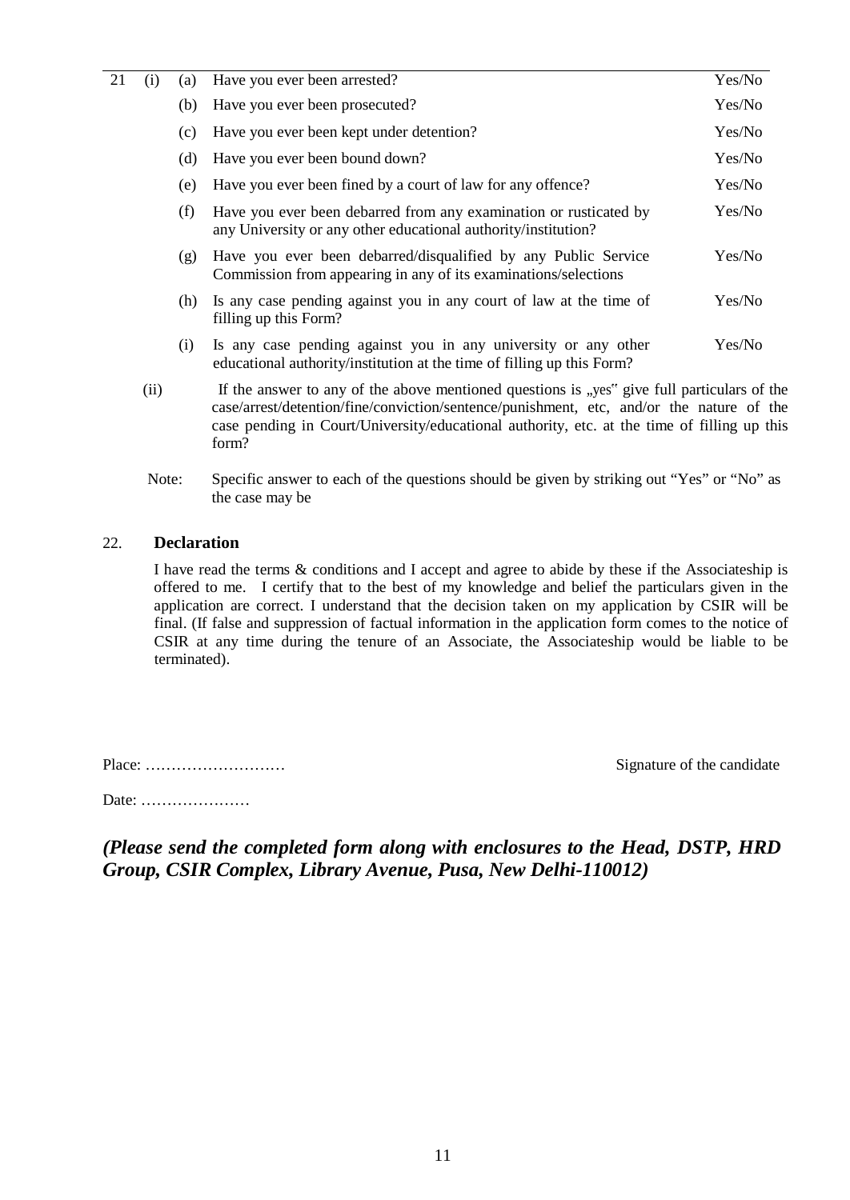| | | | | |
|---|---|---|---|---|
| 21 | (i) | (a) | Have you ever been arrested? | Yes/No |
| | | (b) | Have you ever been prosecuted? | Yes/No |
| | | (c) | Have you ever been kept under detention? | Yes/No |
| | | (d) | Have you ever been bound down? | Yes/No |
| | | (e) | Have you ever been fined by a court of law for any offence? | Yes/No |
| | | (f) | Have you ever been debarred from any examination or rusticated by any University or any other educational authority/institution? | Yes/No |
| | | (g) | Have you ever been debarred/disqualified by any Public Service Commission from appearing in any of its examinations/selections | Yes/No |
| | | (h) | Is any case pending against you in any court of law at the time of filling up this Form? | Yes/No |
| | | (i) | Is any case pending against you in any university or any other educational authority/institution at the time of filling up this Form? | Yes/No |

(ii) If the answer to any of the above mentioned questions is „yes" give full particulars of the case/arrest/detention/fine/conviction/sentence/punishment, etc, and/or the nature of the case pending in Court/University/educational authority, etc. at the time of filling up this form?

Note: Specific answer to each of the questions should be given by striking out "Yes" or "No" as the case may be

22. **Declaration**

I have read the terms & conditions and I accept and agree to abide by these if the Associateship is offered to me. I certify that to the best of my knowledge and belief the particulars given in the application are correct. I understand that the decision taken on my application by CSIR will be final. (If false and suppression of factual information in the application form comes to the notice of CSIR at any time during the tenure of an Associate, the Associateship would be liable to be terminated).

Place: ………………………

Signature of the candidate

Date: …………………

***(Please send the completed form along with enclosures to the Head, DSTP, HRD Group, CSIR Complex, Library Avenue, Pusa, New Delhi-110012)***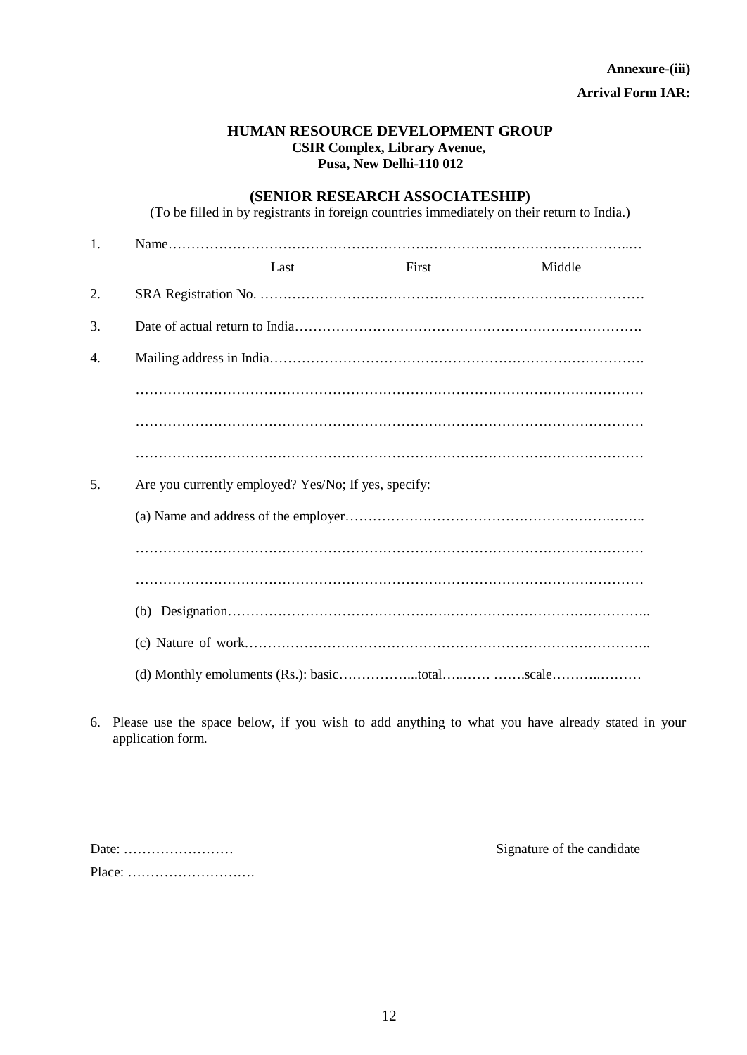**Annexure-(iii)**

**Arrival Form IAR:**

**HUMAN RESOURCE DEVELOPMENT GROUP**
**CSIR Complex, Library Avenue,**
**Pusa, New Delhi-110 012**

**(SENIOR RESEARCH ASSOCIATESHIP)**

(To be filled in by registrants in foreign countries immediately on their return to India.)

1. Name……………………………………………………………………………………..…
   Last First Middle

2. SRA Registration No. ……………………………………………………………………………

3. Date of actual return to India………………………………………………………………….

4. Mailing address in India……………………………………………………………………….
   …………………………………………………………………………………………………
   …………………………………………………………………………………………………
   …………………………………………………………………………………………………

5. Are you currently employed? Yes/No; If yes, specify:

   (a) Name and address of the employer……………………………………………………..……..
   …………………………………………………………………………………………………
   …………………………………………………………………………………………………

   (b) Designation…………………………………………………………………………………..

   (c) Nature of work……………………………………………………………………………..

   (d) Monthly emoluments (Rs.): basic……………...total…..…… …….scale………..………

6. Please use the space below, if you wish to add anything to what you have already stated in your application form.

Date: ……………………

Place: ……………………….

Signature of the candidate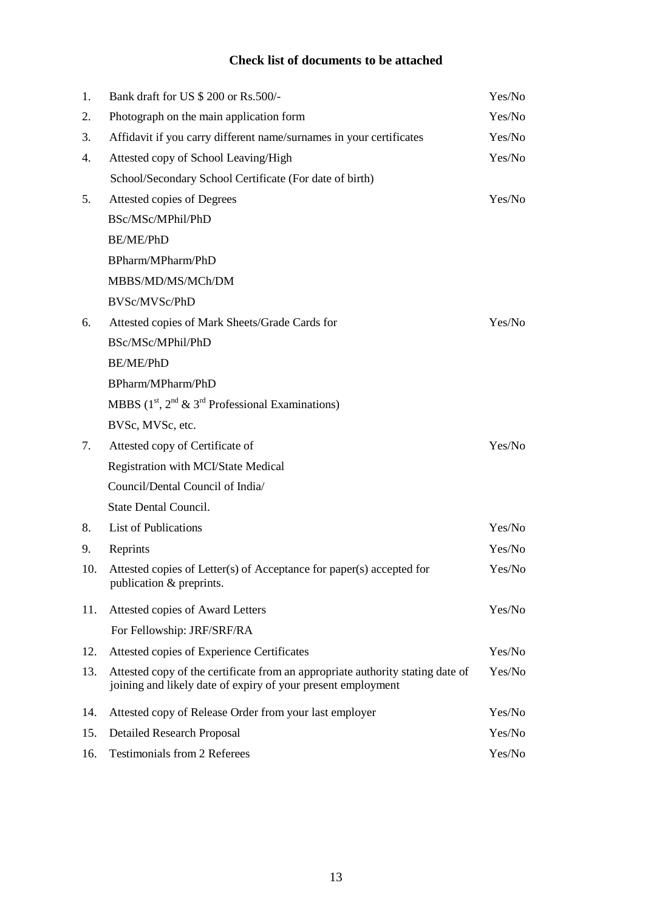## Check list of documents to be attached

| | | |
|---|---|---|
| 1. | Bank draft for US $ 200 or Rs.500/- | Yes/No |
| 2. | Photograph on the main application form | Yes/No |
| 3. | Affidavit if you carry different name/surnames in your certificates | Yes/No |
| 4. | Attested copy of School Leaving/High School/Secondary School Certificate (For date of birth) | Yes/No |
| 5. | Attested copies of Degrees<br>BSc/MSc/MPhil/PhD<br>BE/ME/PhD<br>BPharm/MPharm/PhD<br>MBBS/MD/MS/MCh/DM<br>BVSc/MVSc/PhD | Yes/No |
| 6. | Attested copies of Mark Sheets/Grade Cards for<br>BSc/MSc/MPhil/PhD<br>BE/ME/PhD<br>BPharm/MPharm/PhD<br>MBBS ($1^{st}$, $2^{nd}$ & $3^{rd}$ Professional Examinations)<br>BVSc, MVSc, etc. | Yes/No |
| 7. | Attested copy of Certificate of Registration with MCI/State Medical Council/Dental Council of India/ State Dental Council. | Yes/No |
| 8. | List of Publications | Yes/No |
| 9. | Reprints | Yes/No |
| 10. | Attested copies of Letter(s) of Acceptance for paper(s) accepted for publication & preprints. | Yes/No |
| 11. | Attested copies of Award Letters<br>For Fellowship: JRF/SRF/RA | Yes/No |
| 12. | Attested copies of Experience Certificates | Yes/No |
| 13. | Attested copy of the certificate from an appropriate authority stating date of joining and likely date of expiry of your present employment | Yes/No |
| 14. | Attested copy of Release Order from your last employer | Yes/No |
| 15. | Detailed Research Proposal | Yes/No |
| 16. | Testimonials from 2 Referees | Yes/No |